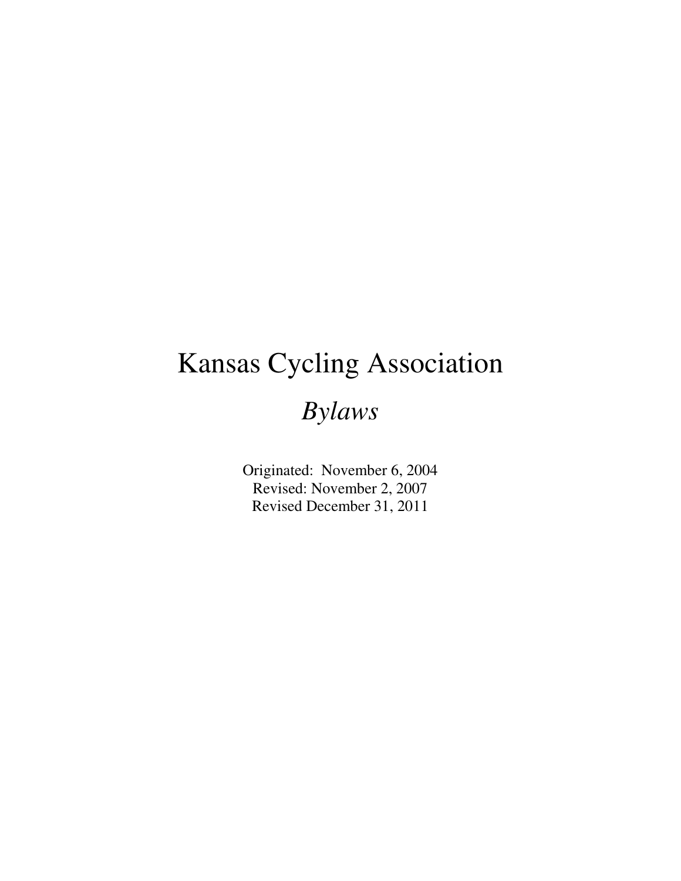# Kansas Cycling Association

## *Bylaws*

Originated: November 6, 2004
Revised: November 2, 2007
Revised December 31, 2011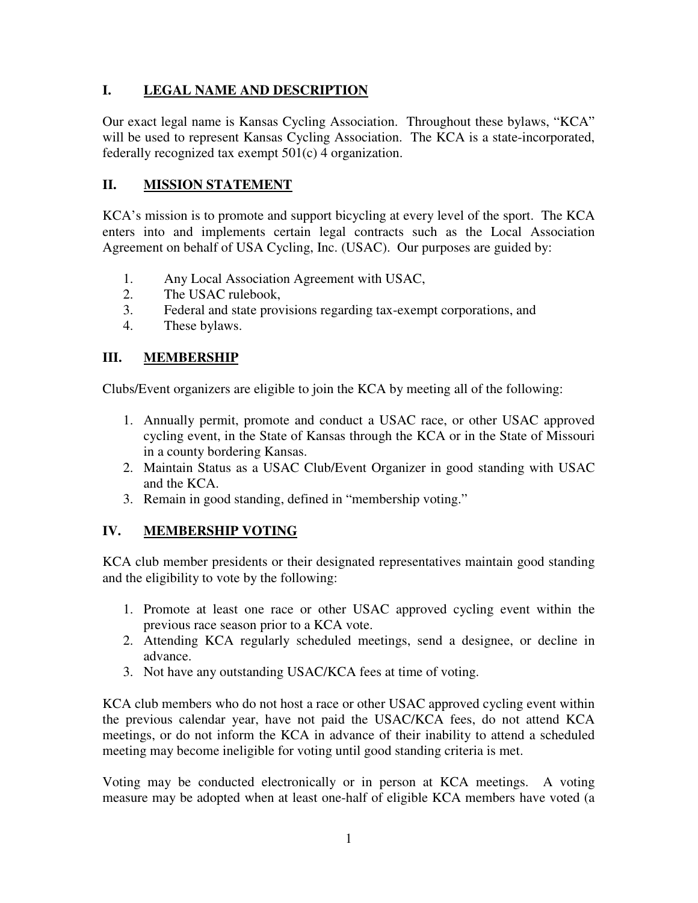## I. LEGAL NAME AND DESCRIPTION

Our exact legal name is Kansas Cycling Association. Throughout these bylaws, "KCA" will be used to represent Kansas Cycling Association. The KCA is a state-incorporated, federally recognized tax exempt 501(c) 4 organization.

## II. MISSION STATEMENT

KCA's mission is to promote and support bicycling at every level of the sport. The KCA enters into and implements certain legal contracts such as the Local Association Agreement on behalf of USA Cycling, Inc. (USAC). Our purposes are guided by:

1. Any Local Association Agreement with USAC,
2. The USAC rulebook,
3. Federal and state provisions regarding tax-exempt corporations, and
4. These bylaws.

## III. MEMBERSHIP

Clubs/Event organizers are eligible to join the KCA by meeting all of the following:

1. Annually permit, promote and conduct a USAC race, or other USAC approved cycling event, in the State of Kansas through the KCA or in the State of Missouri in a county bordering Kansas.
2. Maintain Status as a USAC Club/Event Organizer in good standing with USAC and the KCA.
3. Remain in good standing, defined in "membership voting."

## IV. MEMBERSHIP VOTING

KCA club member presidents or their designated representatives maintain good standing and the eligibility to vote by the following:

1. Promote at least one race or other USAC approved cycling event within the previous race season prior to a KCA vote.
2. Attending KCA regularly scheduled meetings, send a designee, or decline in advance.
3. Not have any outstanding USAC/KCA fees at time of voting.

KCA club members who do not host a race or other USAC approved cycling event within the previous calendar year, have not paid the USAC/KCA fees, do not attend KCA meetings, or do not inform the KCA in advance of their inability to attend a scheduled meeting may become ineligible for voting until good standing criteria is met.

Voting may be conducted electronically or in person at KCA meetings. A voting measure may be adopted when at least one-half of eligible KCA members have voted (a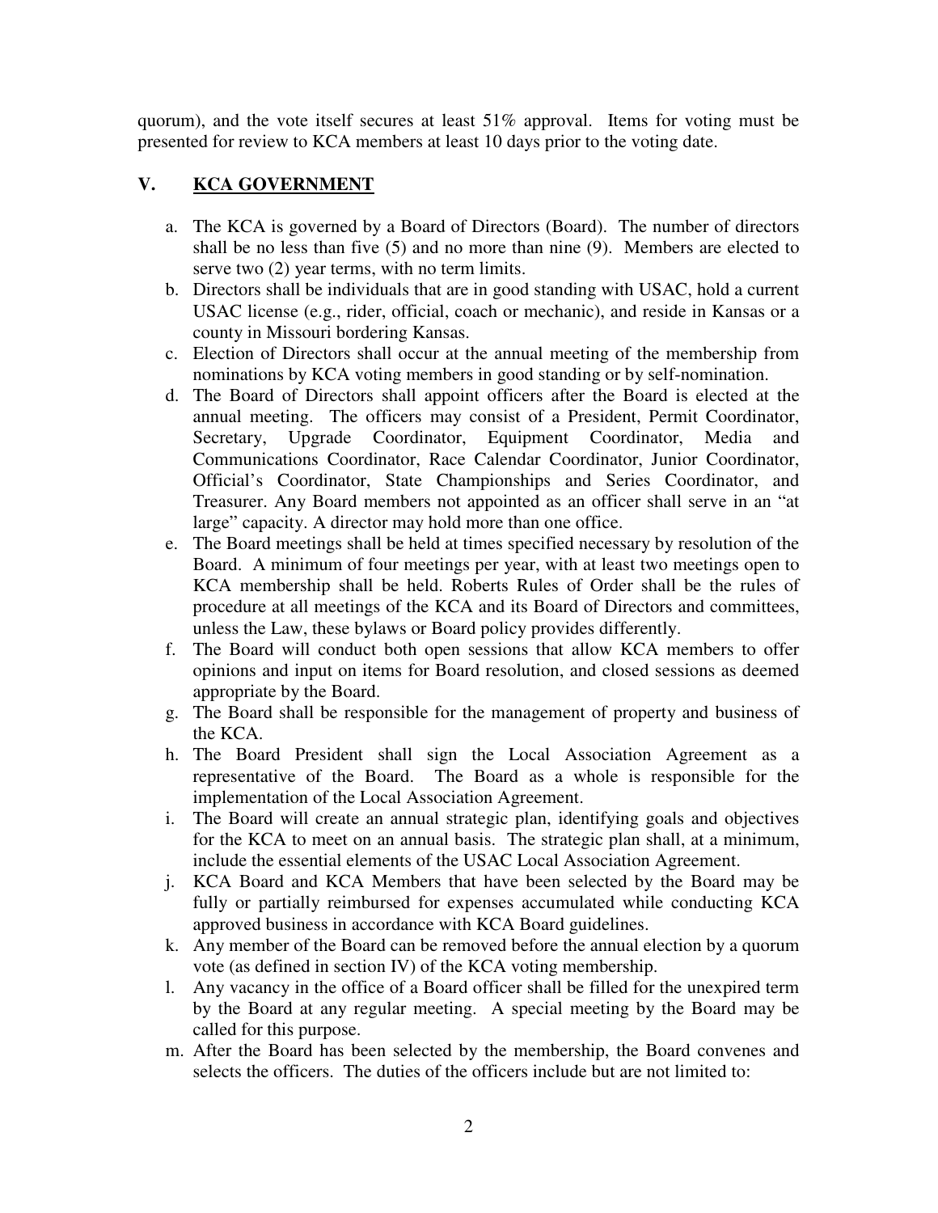quorum), and the vote itself secures at least 51% approval. Items for voting must be presented for review to KCA members at least 10 days prior to the voting date.

## V. KCA GOVERNMENT

a. The KCA is governed by a Board of Directors (Board). The number of directors shall be no less than five (5) and no more than nine (9). Members are elected to serve two (2) year terms, with no term limits.
b. Directors shall be individuals that are in good standing with USAC, hold a current USAC license (e.g., rider, official, coach or mechanic), and reside in Kansas or a county in Missouri bordering Kansas.
c. Election of Directors shall occur at the annual meeting of the membership from nominations by KCA voting members in good standing or by self-nomination.
d. The Board of Directors shall appoint officers after the Board is elected at the annual meeting. The officers may consist of a President, Permit Coordinator, Secretary, Upgrade Coordinator, Equipment Coordinator, Media and Communications Coordinator, Race Calendar Coordinator, Junior Coordinator, Official's Coordinator, State Championships and Series Coordinator, and Treasurer. Any Board members not appointed as an officer shall serve in an "at large" capacity. A director may hold more than one office.
e. The Board meetings shall be held at times specified necessary by resolution of the Board. A minimum of four meetings per year, with at least two meetings open to KCA membership shall be held. Roberts Rules of Order shall be the rules of procedure at all meetings of the KCA and its Board of Directors and committees, unless the Law, these bylaws or Board policy provides differently.
f. The Board will conduct both open sessions that allow KCA members to offer opinions and input on items for Board resolution, and closed sessions as deemed appropriate by the Board.
g. The Board shall be responsible for the management of property and business of the KCA.
h. The Board President shall sign the Local Association Agreement as a representative of the Board. The Board as a whole is responsible for the implementation of the Local Association Agreement.
i. The Board will create an annual strategic plan, identifying goals and objectives for the KCA to meet on an annual basis. The strategic plan shall, at a minimum, include the essential elements of the USAC Local Association Agreement.
j. KCA Board and KCA Members that have been selected by the Board may be fully or partially reimbursed for expenses accumulated while conducting KCA approved business in accordance with KCA Board guidelines.
k. Any member of the Board can be removed before the annual election by a quorum vote (as defined in section IV) of the KCA voting membership.
l. Any vacancy in the office of a Board officer shall be filled for the unexpired term by the Board at any regular meeting. A special meeting by the Board may be called for this purpose.
m. After the Board has been selected by the membership, the Board convenes and selects the officers. The duties of the officers include but are not limited to: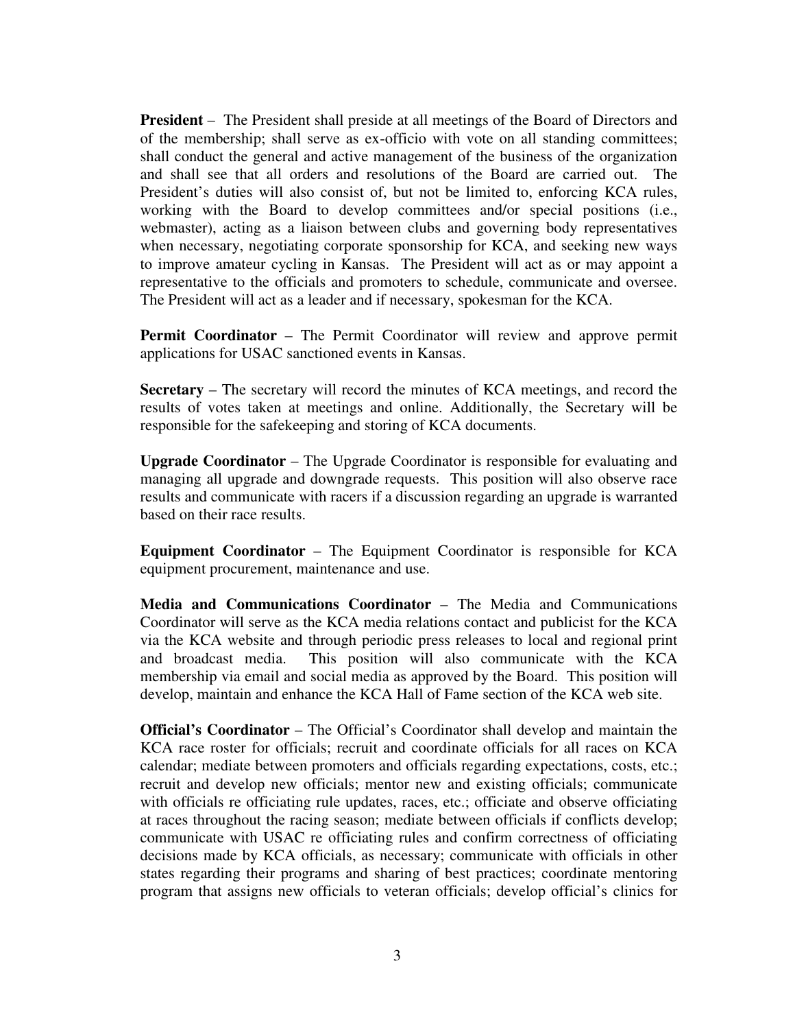**President** – The President shall preside at all meetings of the Board of Directors and of the membership; shall serve as ex-officio with vote on all standing committees; shall conduct the general and active management of the business of the organization and shall see that all orders and resolutions of the Board are carried out. The President's duties will also consist of, but not be limited to, enforcing KCA rules, working with the Board to develop committees and/or special positions (i.e., webmaster), acting as a liaison between clubs and governing body representatives when necessary, negotiating corporate sponsorship for KCA, and seeking new ways to improve amateur cycling in Kansas. The President will act as or may appoint a representative to the officials and promoters to schedule, communicate and oversee. The President will act as a leader and if necessary, spokesman for the KCA.

**Permit Coordinator** – The Permit Coordinator will review and approve permit applications for USAC sanctioned events in Kansas.

**Secretary** – The secretary will record the minutes of KCA meetings, and record the results of votes taken at meetings and online. Additionally, the Secretary will be responsible for the safekeeping and storing of KCA documents.

**Upgrade Coordinator** – The Upgrade Coordinator is responsible for evaluating and managing all upgrade and downgrade requests. This position will also observe race results and communicate with racers if a discussion regarding an upgrade is warranted based on their race results.

**Equipment Coordinator** – The Equipment Coordinator is responsible for KCA equipment procurement, maintenance and use.

**Media and Communications Coordinator** – The Media and Communications Coordinator will serve as the KCA media relations contact and publicist for the KCA via the KCA website and through periodic press releases to local and regional print and broadcast media. This position will also communicate with the KCA membership via email and social media as approved by the Board. This position will develop, maintain and enhance the KCA Hall of Fame section of the KCA web site.

**Official's Coordinator** – The Official's Coordinator shall develop and maintain the KCA race roster for officials; recruit and coordinate officials for all races on KCA calendar; mediate between promoters and officials regarding expectations, costs, etc.; recruit and develop new officials; mentor new and existing officials; communicate with officials re officiating rule updates, races, etc.; officiate and observe officiating at races throughout the racing season; mediate between officials if conflicts develop; communicate with USAC re officiating rules and confirm correctness of officiating decisions made by KCA officials, as necessary; communicate with officials in other states regarding their programs and sharing of best practices; coordinate mentoring program that assigns new officials to veteran officials; develop official's clinics for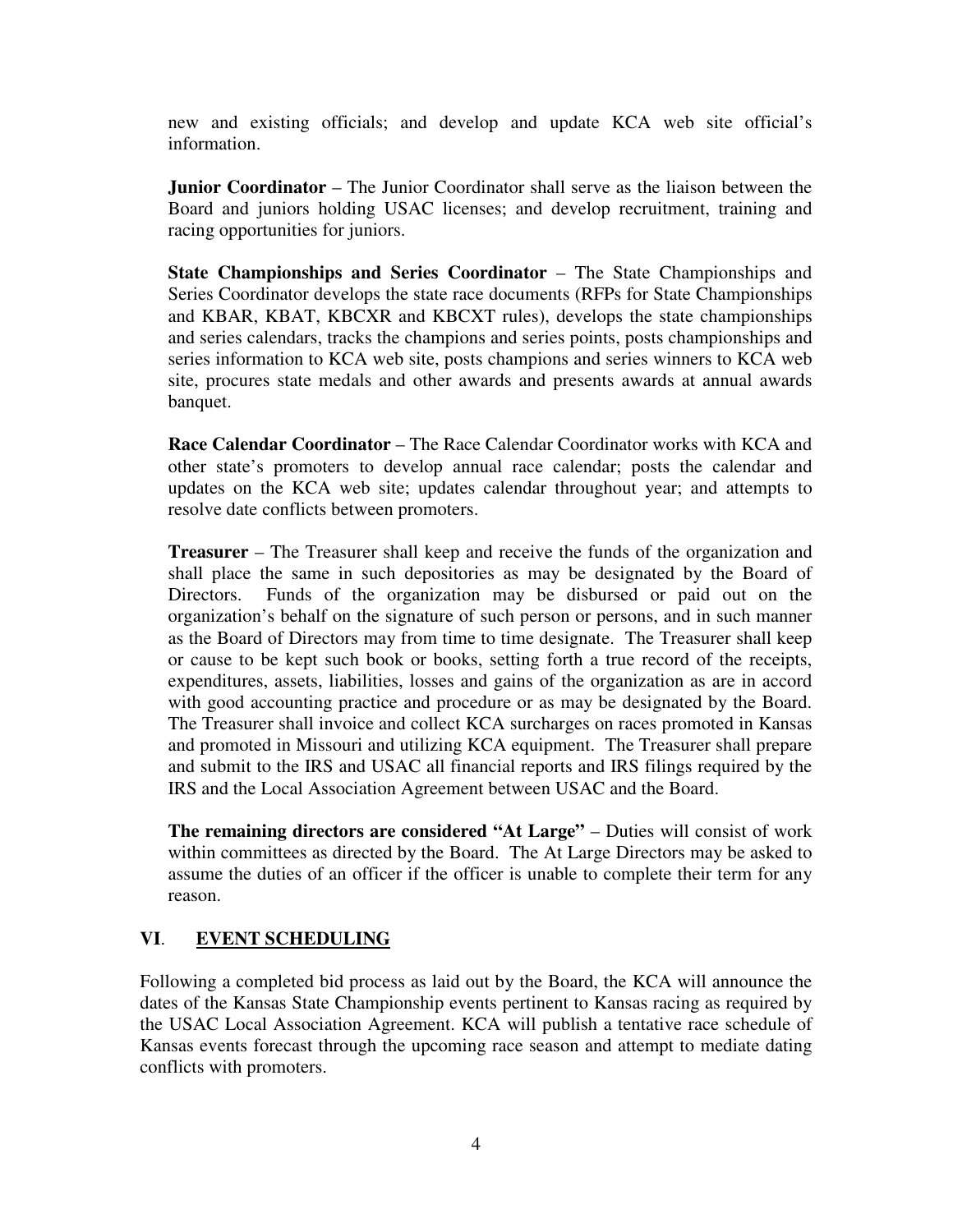new and existing officials; and develop and update KCA web site official's information.

**Junior Coordinator** – The Junior Coordinator shall serve as the liaison between the Board and juniors holding USAC licenses; and develop recruitment, training and racing opportunities for juniors.

**State Championships and Series Coordinator** – The State Championships and Series Coordinator develops the state race documents (RFPs for State Championships and KBAR, KBAT, KBCXR and KBCXT rules), develops the state championships and series calendars, tracks the champions and series points, posts championships and series information to KCA web site, posts champions and series winners to KCA web site, procures state medals and other awards and presents awards at annual awards banquet.

**Race Calendar Coordinator** – The Race Calendar Coordinator works with KCA and other state's promoters to develop annual race calendar; posts the calendar and updates on the KCA web site; updates calendar throughout year; and attempts to resolve date conflicts between promoters.

**Treasurer** – The Treasurer shall keep and receive the funds of the organization and shall place the same in such depositories as may be designated by the Board of Directors. Funds of the organization may be disbursed or paid out on the organization's behalf on the signature of such person or persons, and in such manner as the Board of Directors may from time to time designate. The Treasurer shall keep or cause to be kept such book or books, setting forth a true record of the receipts, expenditures, assets, liabilities, losses and gains of the organization as are in accord with good accounting practice and procedure or as may be designated by the Board. The Treasurer shall invoice and collect KCA surcharges on races promoted in Kansas and promoted in Missouri and utilizing KCA equipment. The Treasurer shall prepare and submit to the IRS and USAC all financial reports and IRS filings required by the IRS and the Local Association Agreement between USAC and the Board.

**The remaining directors are considered "At Large"** – Duties will consist of work within committees as directed by the Board. The At Large Directors may be asked to assume the duties of an officer if the officer is unable to complete their term for any reason.

## VI. EVENT SCHEDULING

Following a completed bid process as laid out by the Board, the KCA will announce the dates of the Kansas State Championship events pertinent to Kansas racing as required by the USAC Local Association Agreement. KCA will publish a tentative race schedule of Kansas events forecast through the upcoming race season and attempt to mediate dating conflicts with promoters.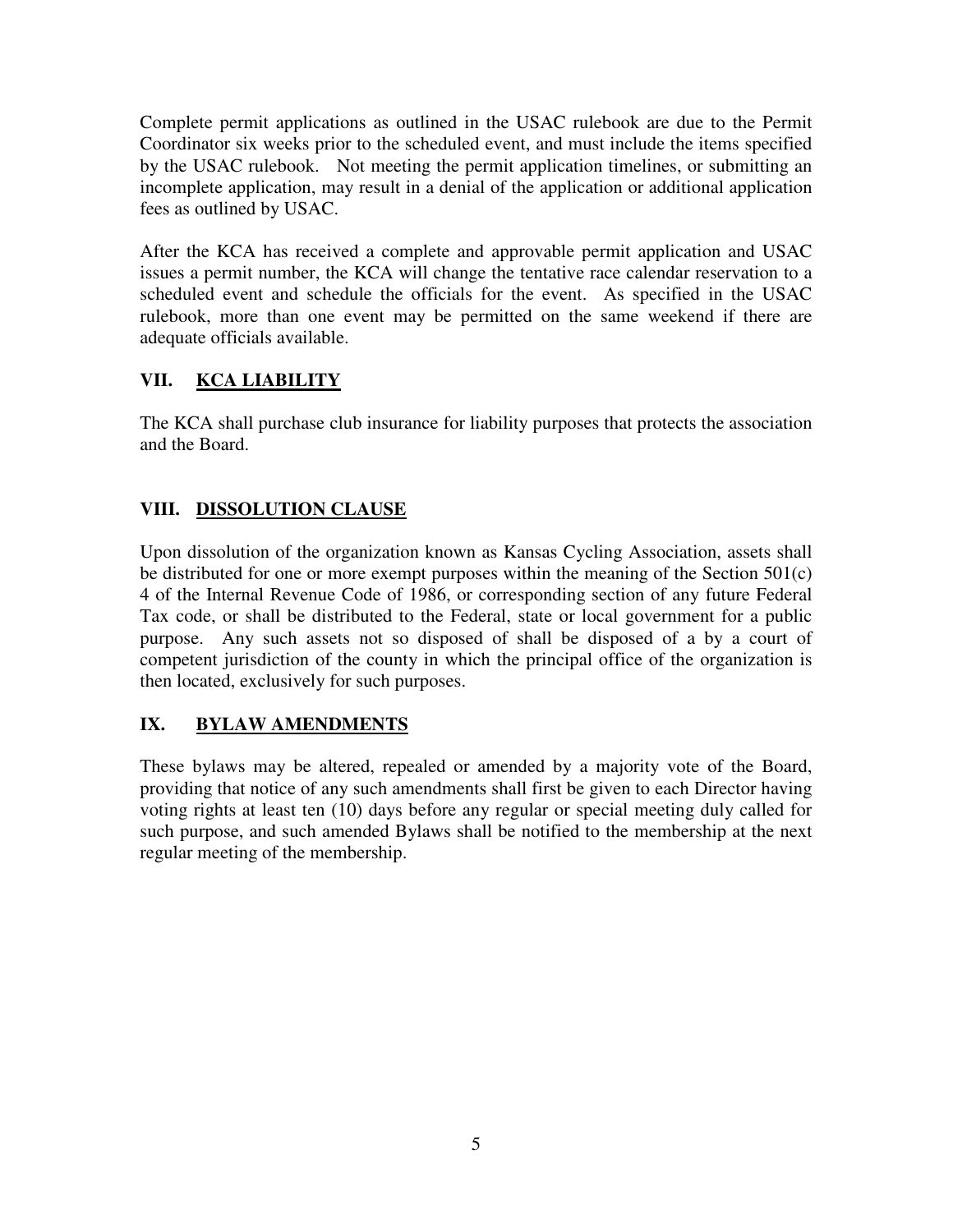Complete permit applications as outlined in the USAC rulebook are due to the Permit Coordinator six weeks prior to the scheduled event, and must include the items specified by the USAC rulebook. Not meeting the permit application timelines, or submitting an incomplete application, may result in a denial of the application or additional application fees as outlined by USAC.

After the KCA has received a complete and approvable permit application and USAC issues a permit number, the KCA will change the tentative race calendar reservation to a scheduled event and schedule the officials for the event. As specified in the USAC rulebook, more than one event may be permitted on the same weekend if there are adequate officials available.

## VII. KCA LIABILITY

The KCA shall purchase club insurance for liability purposes that protects the association and the Board.

## VIII. DISSOLUTION CLAUSE

Upon dissolution of the organization known as Kansas Cycling Association, assets shall be distributed for one or more exempt purposes within the meaning of the Section 501(c) 4 of the Internal Revenue Code of 1986, or corresponding section of any future Federal Tax code, or shall be distributed to the Federal, state or local government for a public purpose. Any such assets not so disposed of shall be disposed of a by a court of competent jurisdiction of the county in which the principal office of the organization is then located, exclusively for such purposes.

## IX. BYLAW AMENDMENTS

These bylaws may be altered, repealed or amended by a majority vote of the Board, providing that notice of any such amendments shall first be given to each Director having voting rights at least ten (10) days before any regular or special meeting duly called for such purpose, and such amended Bylaws shall be notified to the membership at the next regular meeting of the membership.